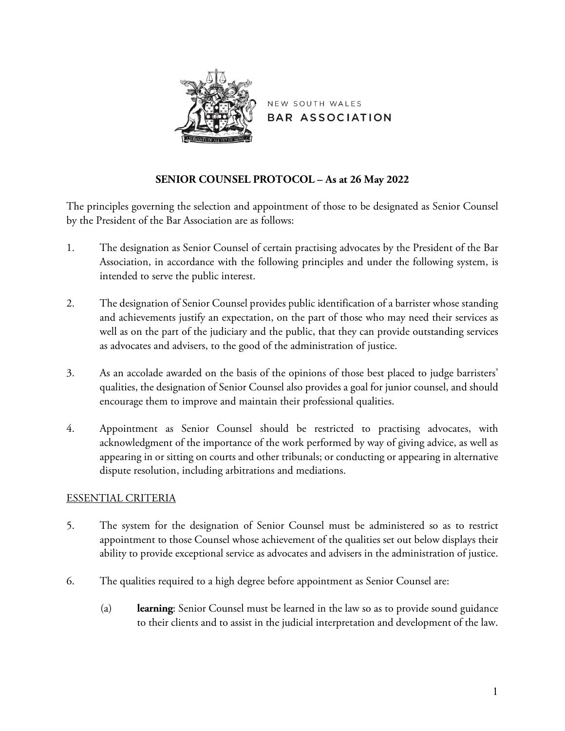NEW SOUTH WALES
BAR ASSOCIATION

# SENIOR COUNSEL PROTOCOL – As at 26 May 2022

The principles governing the selection and appointment of those to be designated as Senior Counsel by the President of the Bar Association are as follows:

1. The designation as Senior Counsel of certain practising advocates by the President of the Bar Association, in accordance with the following principles and under the following system, is intended to serve the public interest.

2. The designation of Senior Counsel provides public identification of a barrister whose standing and achievements justify an expectation, on the part of those who may need their services as well as on the part of the judiciary and the public, that they can provide outstanding services as advocates and advisers, to the good of the administration of justice.

3. As an accolade awarded on the basis of the opinions of those best placed to judge barristers' qualities, the designation of Senior Counsel also provides a goal for junior counsel, and should encourage them to improve and maintain their professional qualities.

4. Appointment as Senior Counsel should be restricted to practising advocates, with acknowledgment of the importance of the work performed by way of giving advice, as well as appearing in or sitting on courts and other tribunals; or conducting or appearing in alternative dispute resolution, including arbitrations and mediations.

## ESSENTIAL CRITERIA

5. The system for the designation of Senior Counsel must be administered so as to restrict appointment to those Counsel whose achievement of the qualities set out below displays their ability to provide exceptional service as advocates and advisers in the administration of justice.

6. The qualities required to a high degree before appointment as Senior Counsel are:

   (a) **learning**: Senior Counsel must be learned in the law so as to provide sound guidance to their clients and to assist in the judicial interpretation and development of the law.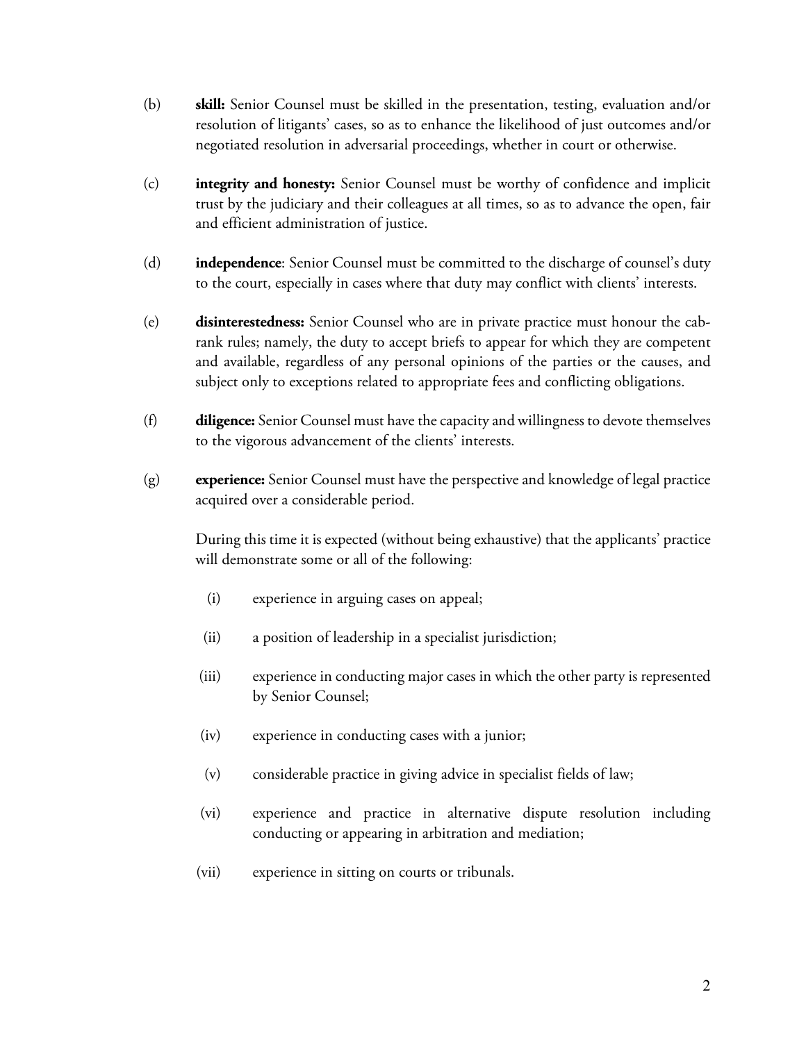(b) **skill:** Senior Counsel must be skilled in the presentation, testing, evaluation and/or resolution of litigants' cases, so as to enhance the likelihood of just outcomes and/or negotiated resolution in adversarial proceedings, whether in court or otherwise.

(c) **integrity and honesty:** Senior Counsel must be worthy of confidence and implicit trust by the judiciary and their colleagues at all times, so as to advance the open, fair and efficient administration of justice.

(d) **independence**: Senior Counsel must be committed to the discharge of counsel's duty to the court, especially in cases where that duty may conflict with clients' interests.

(e) **disinterestedness:** Senior Counsel who are in private practice must honour the cab-rank rules; namely, the duty to accept briefs to appear for which they are competent and available, regardless of any personal opinions of the parties or the causes, and subject only to exceptions related to appropriate fees and conflicting obligations.

(f) **diligence:** Senior Counsel must have the capacity and willingness to devote themselves to the vigorous advancement of the clients' interests.

(g) **experience:** Senior Counsel must have the perspective and knowledge of legal practice acquired over a considerable period.

During this time it is expected (without being exhaustive) that the applicants' practice will demonstrate some or all of the following:

(i) experience in arguing cases on appeal;

(ii) a position of leadership in a specialist jurisdiction;

(iii) experience in conducting major cases in which the other party is represented by Senior Counsel;

(iv) experience in conducting cases with a junior;

(v) considerable practice in giving advice in specialist fields of law;

(vi) experience and practice in alternative dispute resolution including conducting or appearing in arbitration and mediation;

(vii) experience in sitting on courts or tribunals.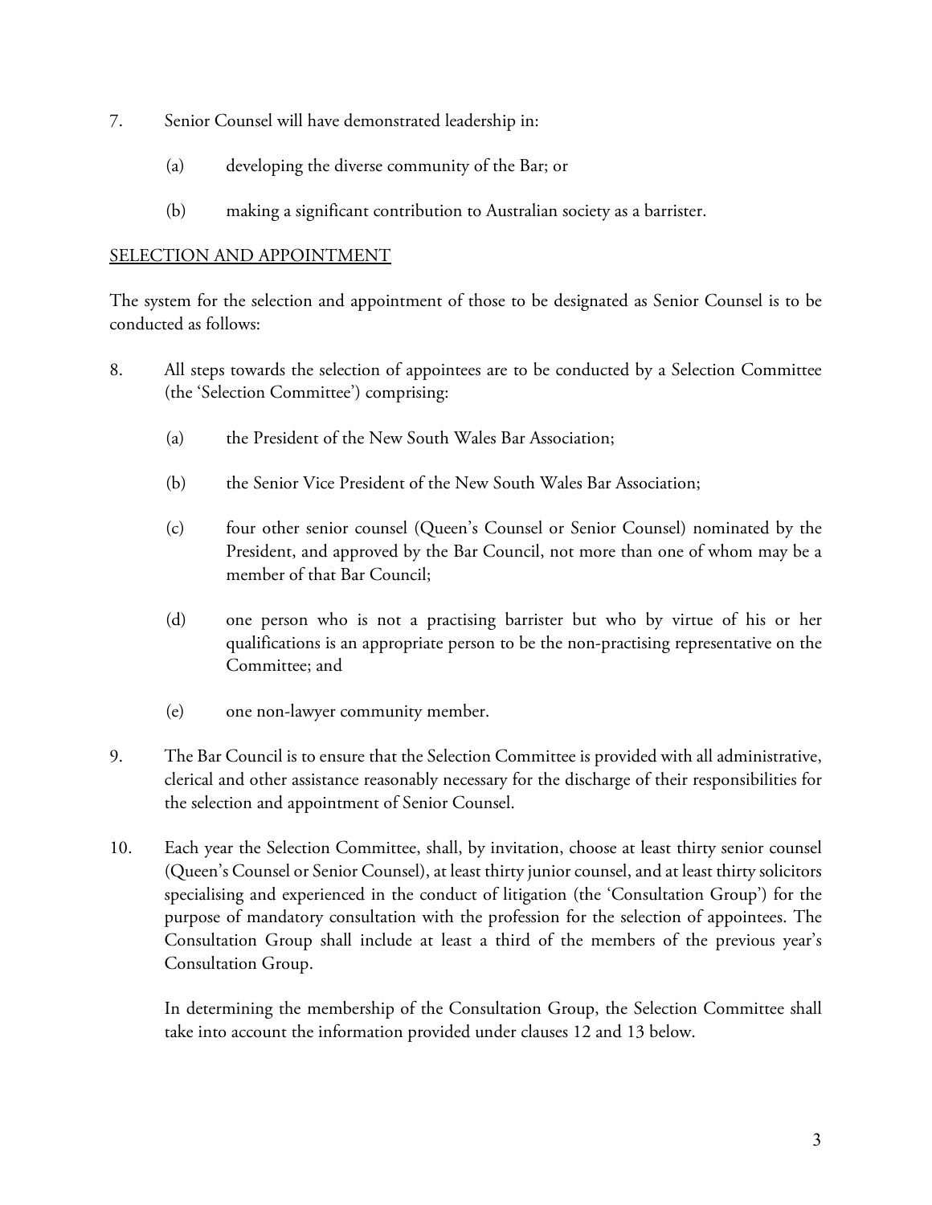7. Senior Counsel will have demonstrated leadership in:

   (a) developing the diverse community of the Bar; or

   (b) making a significant contribution to Australian society as a barrister.

<u>SELECTION AND APPOINTMENT</u>

The system for the selection and appointment of those to be designated as Senior Counsel is to be conducted as follows:

8. All steps towards the selection of appointees are to be conducted by a Selection Committee (the 'Selection Committee') comprising:

   (a) the President of the New South Wales Bar Association;

   (b) the Senior Vice President of the New South Wales Bar Association;

   (c) four other senior counsel (Queen's Counsel or Senior Counsel) nominated by the President, and approved by the Bar Council, not more than one of whom may be a member of that Bar Council;

   (d) one person who is not a practising barrister but who by virtue of his or her qualifications is an appropriate person to be the non-practising representative on the Committee; and

   (e) one non-lawyer community member.

9. The Bar Council is to ensure that the Selection Committee is provided with all administrative, clerical and other assistance reasonably necessary for the discharge of their responsibilities for the selection and appointment of Senior Counsel.

10. Each year the Selection Committee, shall, by invitation, choose at least thirty senior counsel (Queen's Counsel or Senior Counsel), at least thirty junior counsel, and at least thirty solicitors specialising and experienced in the conduct of litigation (the 'Consultation Group') for the purpose of mandatory consultation with the profession for the selection of appointees. The Consultation Group shall include at least a third of the members of the previous year's Consultation Group.

    In determining the membership of the Consultation Group, the Selection Committee shall take into account the information provided under clauses 12 and 13 below.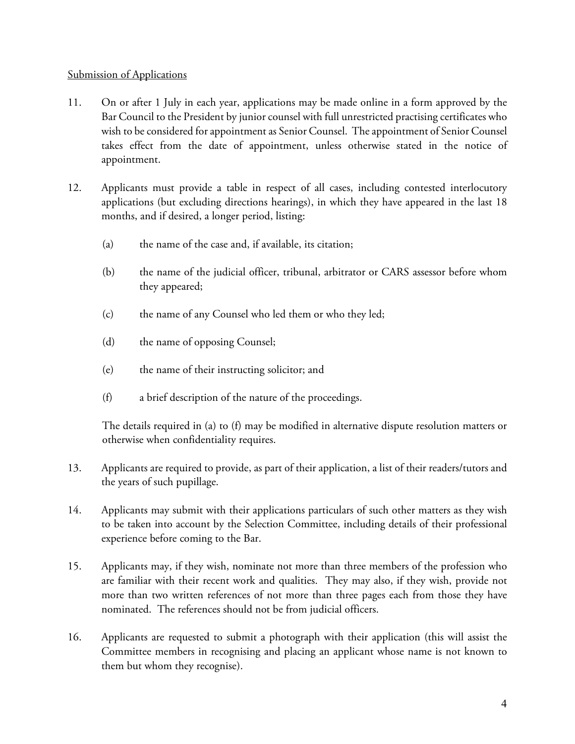Submission of Applications

11. On or after 1 July in each year, applications may be made online in a form approved by the Bar Council to the President by junior counsel with full unrestricted practising certificates who wish to be considered for appointment as Senior Counsel. The appointment of Senior Counsel takes effect from the date of appointment, unless otherwise stated in the notice of appointment.

12. Applicants must provide a table in respect of all cases, including contested interlocutory applications (but excluding directions hearings), in which they have appeared in the last 18 months, and if desired, a longer period, listing:

    (a) the name of the case and, if available, its citation;

    (b) the name of the judicial officer, tribunal, arbitrator or CARS assessor before whom they appeared;

    (c) the name of any Counsel who led them or who they led;

    (d) the name of opposing Counsel;

    (e) the name of their instructing solicitor; and

    (f) a brief description of the nature of the proceedings.

    The details required in (a) to (f) may be modified in alternative dispute resolution matters or otherwise when confidentiality requires.

13. Applicants are required to provide, as part of their application, a list of their readers/tutors and the years of such pupillage.

14. Applicants may submit with their applications particulars of such other matters as they wish to be taken into account by the Selection Committee, including details of their professional experience before coming to the Bar.

15. Applicants may, if they wish, nominate not more than three members of the profession who are familiar with their recent work and qualities. They may also, if they wish, provide not more than two written references of not more than three pages each from those they have nominated. The references should not be from judicial officers.

16. Applicants are requested to submit a photograph with their application (this will assist the Committee members in recognising and placing an applicant whose name is not known to them but whom they recognise).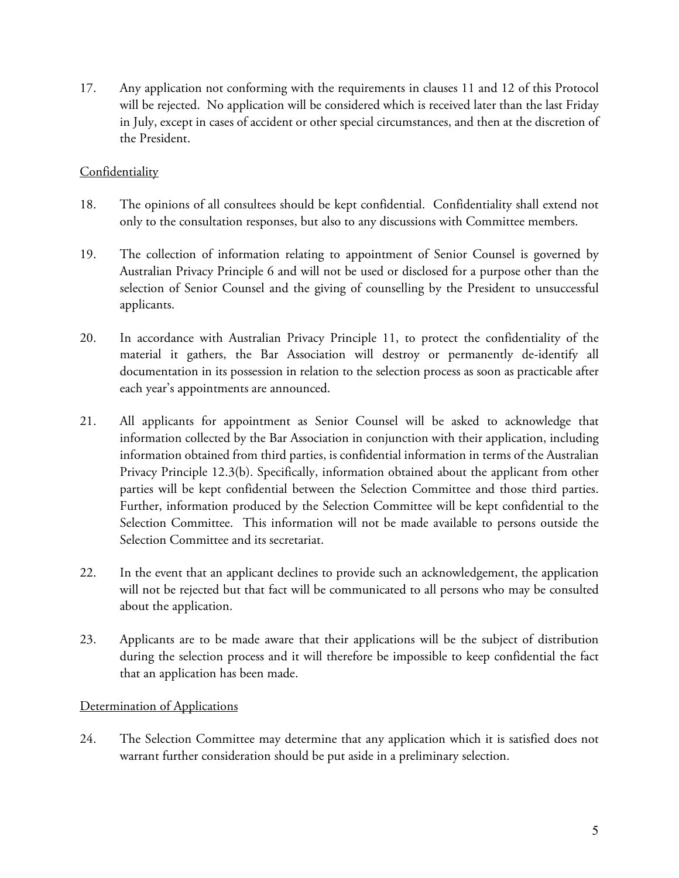17. Any application not conforming with the requirements in clauses 11 and 12 of this Protocol will be rejected. No application will be considered which is received later than the last Friday in July, except in cases of accident or other special circumstances, and then at the discretion of the President.

## Confidentiality

18. The opinions of all consultees should be kept confidential. Confidentiality shall extend not only to the consultation responses, but also to any discussions with Committee members.

19. The collection of information relating to appointment of Senior Counsel is governed by Australian Privacy Principle 6 and will not be used or disclosed for a purpose other than the selection of Senior Counsel and the giving of counselling by the President to unsuccessful applicants.

20. In accordance with Australian Privacy Principle 11, to protect the confidentiality of the material it gathers, the Bar Association will destroy or permanently de-identify all documentation in its possession in relation to the selection process as soon as practicable after each year's appointments are announced.

21. All applicants for appointment as Senior Counsel will be asked to acknowledge that information collected by the Bar Association in conjunction with their application, including information obtained from third parties, is confidential information in terms of the Australian Privacy Principle 12.3(b). Specifically, information obtained about the applicant from other parties will be kept confidential between the Selection Committee and those third parties. Further, information produced by the Selection Committee will be kept confidential to the Selection Committee. This information will not be made available to persons outside the Selection Committee and its secretariat.

22. In the event that an applicant declines to provide such an acknowledgement, the application will not be rejected but that fact will be communicated to all persons who may be consulted about the application.

23. Applicants are to be made aware that their applications will be the subject of distribution during the selection process and it will therefore be impossible to keep confidential the fact that an application has been made.

## Determination of Applications

24. The Selection Committee may determine that any application which it is satisfied does not warrant further consideration should be put aside in a preliminary selection.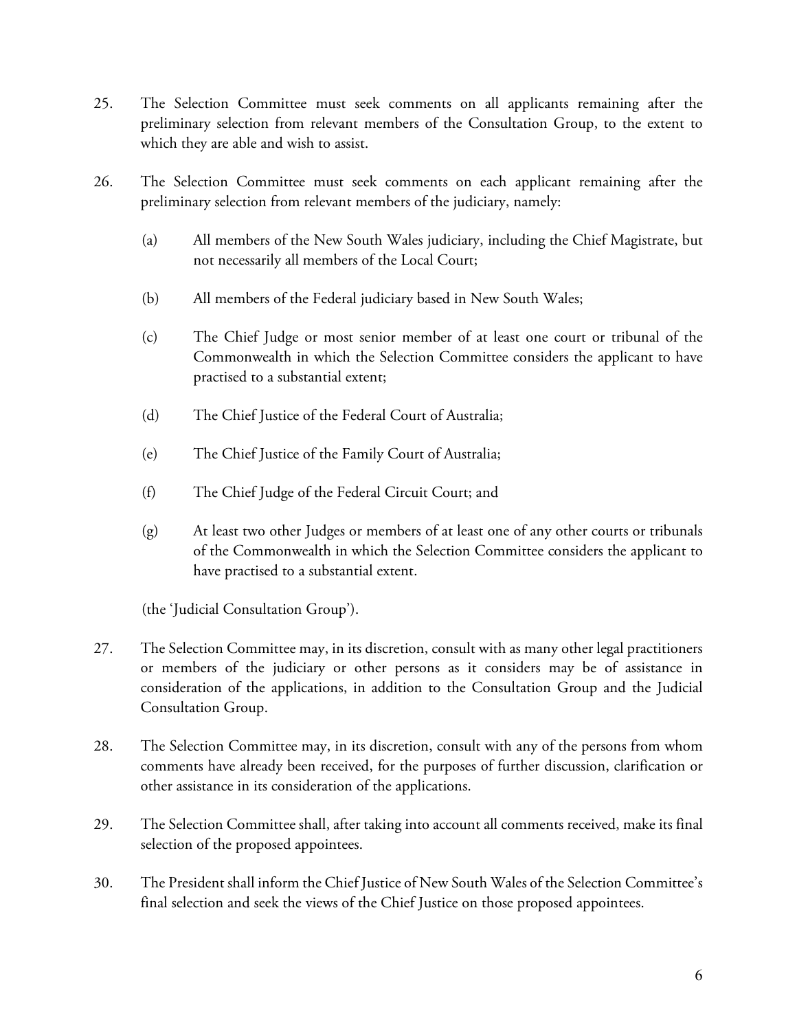25. The Selection Committee must seek comments on all applicants remaining after the preliminary selection from relevant members of the Consultation Group, to the extent to which they are able and wish to assist.

26. The Selection Committee must seek comments on each applicant remaining after the preliminary selection from relevant members of the judiciary, namely:

    (a) All members of the New South Wales judiciary, including the Chief Magistrate, but not necessarily all members of the Local Court;

    (b) All members of the Federal judiciary based in New South Wales;

    (c) The Chief Judge or most senior member of at least one court or tribunal of the Commonwealth in which the Selection Committee considers the applicant to have practised to a substantial extent;

    (d) The Chief Justice of the Federal Court of Australia;

    (e) The Chief Justice of the Family Court of Australia;

    (f) The Chief Judge of the Federal Circuit Court; and

    (g) At least two other Judges or members of at least one of any other courts or tribunals of the Commonwealth in which the Selection Committee considers the applicant to have practised to a substantial extent.

    (the 'Judicial Consultation Group').

27. The Selection Committee may, in its discretion, consult with as many other legal practitioners or members of the judiciary or other persons as it considers may be of assistance in consideration of the applications, in addition to the Consultation Group and the Judicial Consultation Group.

28. The Selection Committee may, in its discretion, consult with any of the persons from whom comments have already been received, for the purposes of further discussion, clarification or other assistance in its consideration of the applications.

29. The Selection Committee shall, after taking into account all comments received, make its final selection of the proposed appointees.

30. The President shall inform the Chief Justice of New South Wales of the Selection Committee's final selection and seek the views of the Chief Justice on those proposed appointees.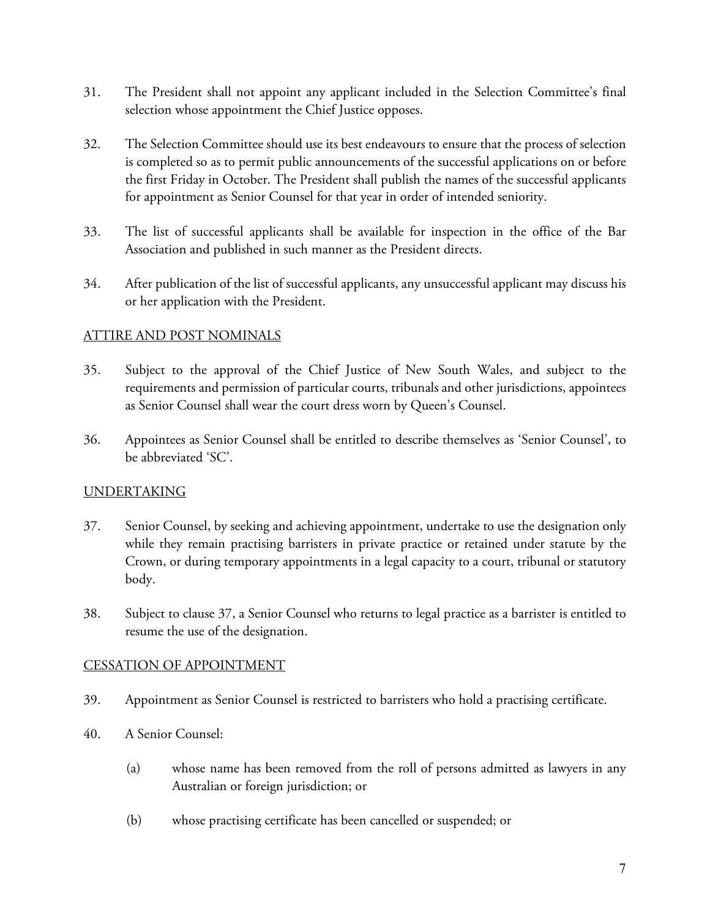31. The President shall not appoint any applicant included in the Selection Committee's final selection whose appointment the Chief Justice opposes.

32. The Selection Committee should use its best endeavours to ensure that the process of selection is completed so as to permit public announcements of the successful applications on or before the first Friday in October. The President shall publish the names of the successful applicants for appointment as Senior Counsel for that year in order of intended seniority.

33. The list of successful applicants shall be available for inspection in the office of the Bar Association and published in such manner as the President directs.

34. After publication of the list of successful applicants, any unsuccessful applicant may discuss his or her application with the President.

## ATTIRE AND POST NOMINALS

35. Subject to the approval of the Chief Justice of New South Wales, and subject to the requirements and permission of particular courts, tribunals and other jurisdictions, appointees as Senior Counsel shall wear the court dress worn by Queen's Counsel.

36. Appointees as Senior Counsel shall be entitled to describe themselves as 'Senior Counsel', to be abbreviated 'SC'.

## UNDERTAKING

37. Senior Counsel, by seeking and achieving appointment, undertake to use the designation only while they remain practising barristers in private practice or retained under statute by the Crown, or during temporary appointments in a legal capacity to a court, tribunal or statutory body.

38. Subject to clause 37, a Senior Counsel who returns to legal practice as a barrister is entitled to resume the use of the designation.

## CESSATION OF APPOINTMENT

39. Appointment as Senior Counsel is restricted to barristers who hold a practising certificate.

40. A Senior Counsel:

    (a) whose name has been removed from the roll of persons admitted as lawyers in any Australian or foreign jurisdiction; or

    (b) whose practising certificate has been cancelled or suspended; or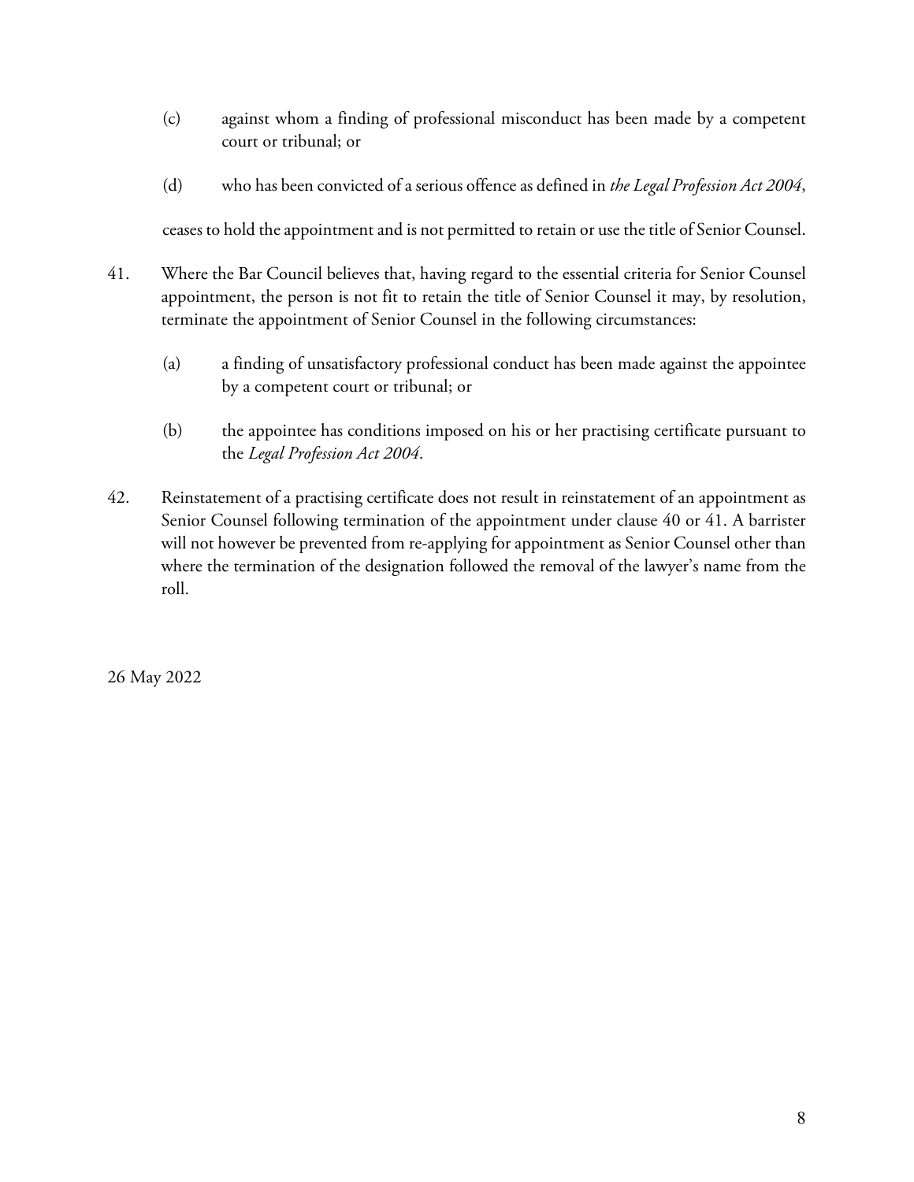(c) against whom a finding of professional misconduct has been made by a competent court or tribunal; or

(d) who has been convicted of a serious offence as defined in *the Legal Profession Act 2004*,

ceases to hold the appointment and is not permitted to retain or use the title of Senior Counsel.

41. Where the Bar Council believes that, having regard to the essential criteria for Senior Counsel appointment, the person is not fit to retain the title of Senior Counsel it may, by resolution, terminate the appointment of Senior Counsel in the following circumstances:

    (a) a finding of unsatisfactory professional conduct has been made against the appointee by a competent court or tribunal; or

    (b) the appointee has conditions imposed on his or her practising certificate pursuant to the *Legal Profession Act 2004*.

42. Reinstatement of a practising certificate does not result in reinstatement of an appointment as Senior Counsel following termination of the appointment under clause 40 or 41. A barrister will not however be prevented from re-applying for appointment as Senior Counsel other than where the termination of the designation followed the removal of the lawyer's name from the roll.

26 May 2022